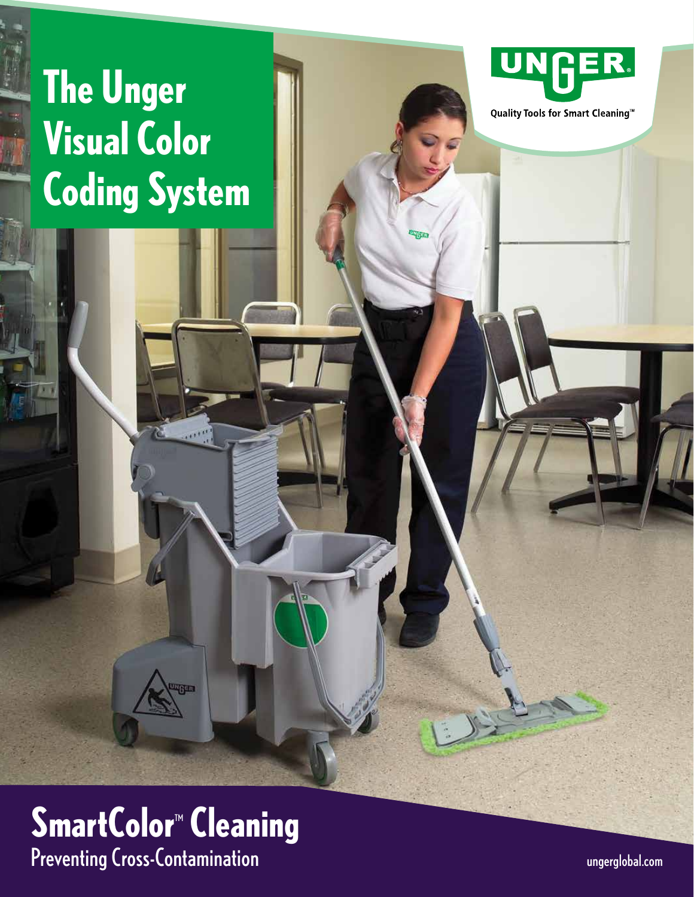# The Unger Visual Color Coding System

UNGER®

Quality Tools for Smart Cleaning™

## SmartColor™ Cleaning

Preventing Cross-Contamination

ungerglobal.com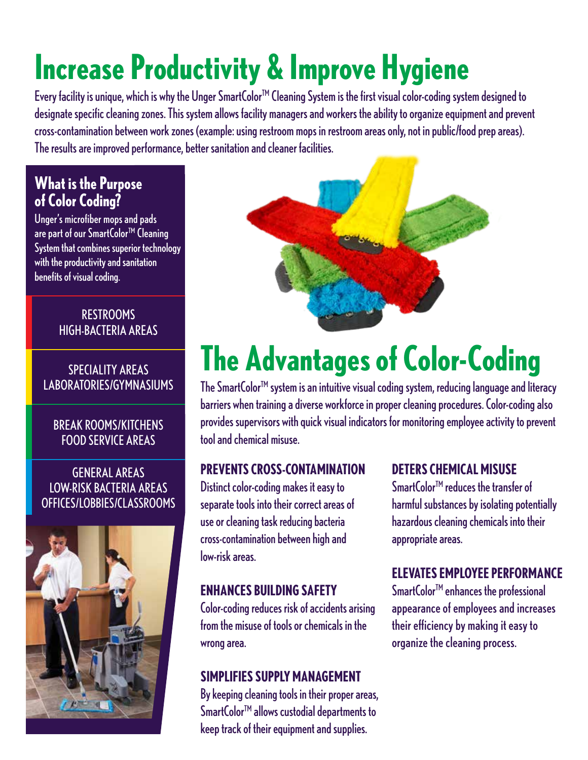# Increase Productivity & Improve Hygiene

Every facility is unique, which is why the Unger SmartColor™ Cleaning System is the first visual color-coding system designed to designate specific cleaning zones. This system allows facility managers and workers the ability to organize equipment and prevent cross-contamination between work zones (example: using restroom mops in restroom areas only, not in public/food prep areas). The results are improved performance, better sanitation and cleaner facilities.

## What is the Purpose of Color Coding?

Unger's microfiber mops and pads are part of our SmartColor™ Cleaning System that combines superior technology with the productivity and sanitation benefits of visual coding.

RESTROOMS
HIGH-BACTERIA AREAS

SPECIALITY AREAS
LABORATORIES/GYMNASIUMS

BREAK ROOMS/KITCHENS
FOOD SERVICE AREAS

GENERAL AREAS
LOW-RISK BACTERIA AREAS
OFFICES/LOBBIES/CLASSROOMS

# The Advantages of Color-Coding

The SmartColor™ system is an intuitive visual coding system, reducing language and literacy barriers when training a diverse workforce in proper cleaning procedures. Color-coding also provides supervisors with quick visual indicators for monitoring employee activity to prevent tool and chemical misuse.

### PREVENTS CROSS-CONTAMINATION

Distinct color-coding makes it easy to separate tools into their correct areas of use or cleaning task reducing bacteria cross-contamination between high and low-risk areas.

### ENHANCES BUILDING SAFETY

Color-coding reduces risk of accidents arising from the misuse of tools or chemicals in the wrong area.

### SIMPLIFIES SUPPLY MANAGEMENT

By keeping cleaning tools in their proper areas, SmartColor™ allows custodial departments to keep track of their equipment and supplies.

### DETERS CHEMICAL MISUSE

SmartColor™ reduces the transfer of harmful substances by isolating potentially hazardous cleaning chemicals into their appropriate areas.

### ELEVATES EMPLOYEE PERFORMANCE

SmartColor™ enhances the professional appearance of employees and increases their efficiency by making it easy to organize the cleaning process.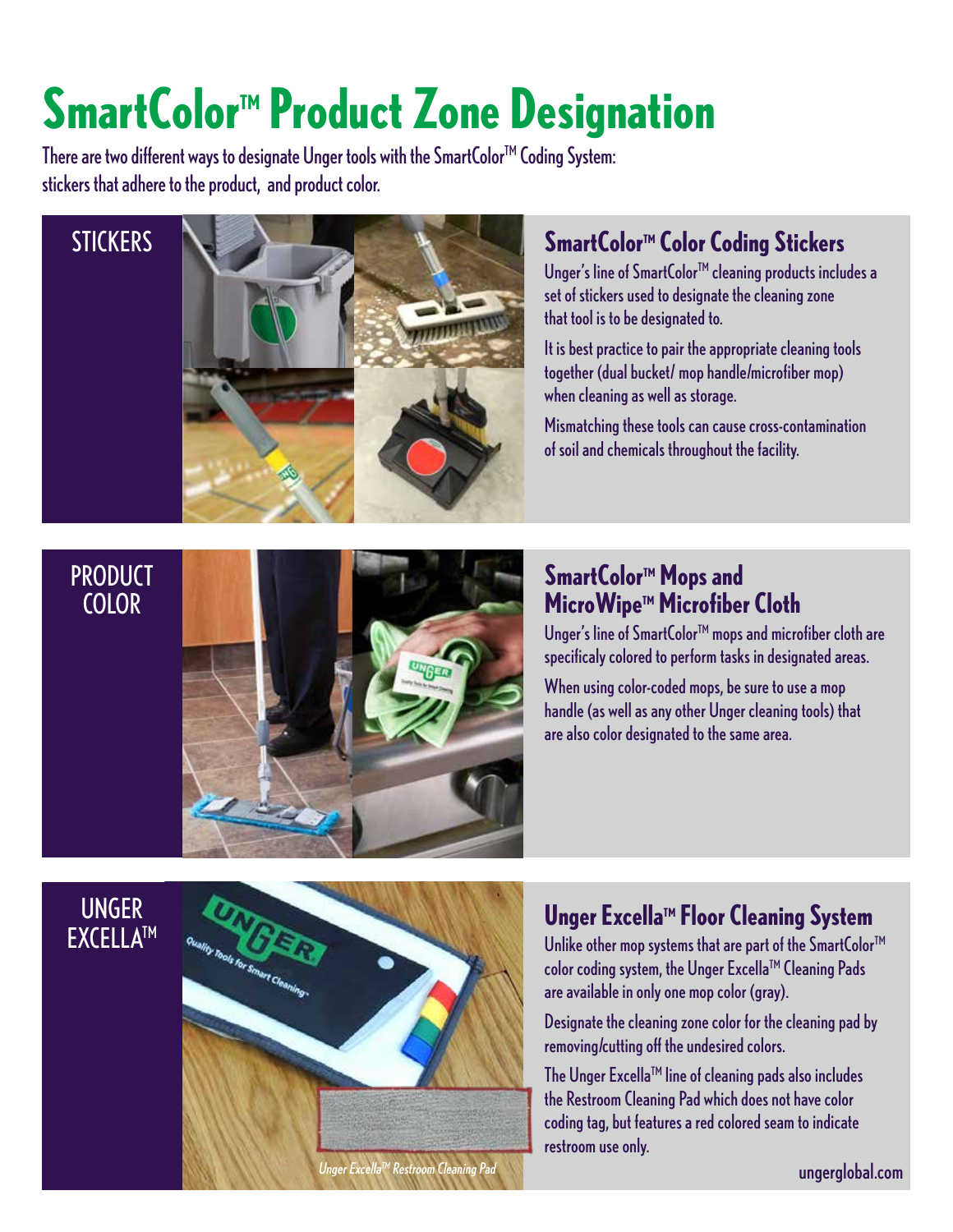# SmartColor™ Product Zone Designation

There are two different ways to designate Unger tools with the SmartColor™ Coding System: stickers that adhere to the product, and product color.

## STICKERS

### SmartColor™ Color Coding Stickers

Unger's line of SmartColor™ cleaning products includes a set of stickers used to designate the cleaning zone that tool is to be designated to.

It is best practice to pair the appropriate cleaning tools together (dual bucket/ mop handle/microfiber mop) when cleaning as well as storage.

Mismatching these tools can cause cross-contamination of soil and chemicals throughout the facility.

## PRODUCT COLOR

### SmartColor™ Mops and MicroWipe™ Microfiber Cloth

Unger's line of SmartColor™ mops and microfiber cloth are specificaly colored to perform tasks in designated areas.

When using color-coded mops, be sure to use a mop handle (as well as any other Unger cleaning tools) that are also color designated to the same area.

## UNGER EXCELLA™

### Unger Excella™ Floor Cleaning System

Unlike other mop systems that are part of the SmartColor™ color coding system, the Unger Excella™ Cleaning Pads are available in only one mop color (gray).

Designate the cleaning zone color for the cleaning pad by removing/cutting off the undesired colors.

The Unger Excella™ line of cleaning pads also includes the Restroom Cleaning Pad which does not have color coding tag, but features a red colored seam to indicate restroom use only.

*Unger Excella™ Restroom Cleaning Pad*

ungerglobal.com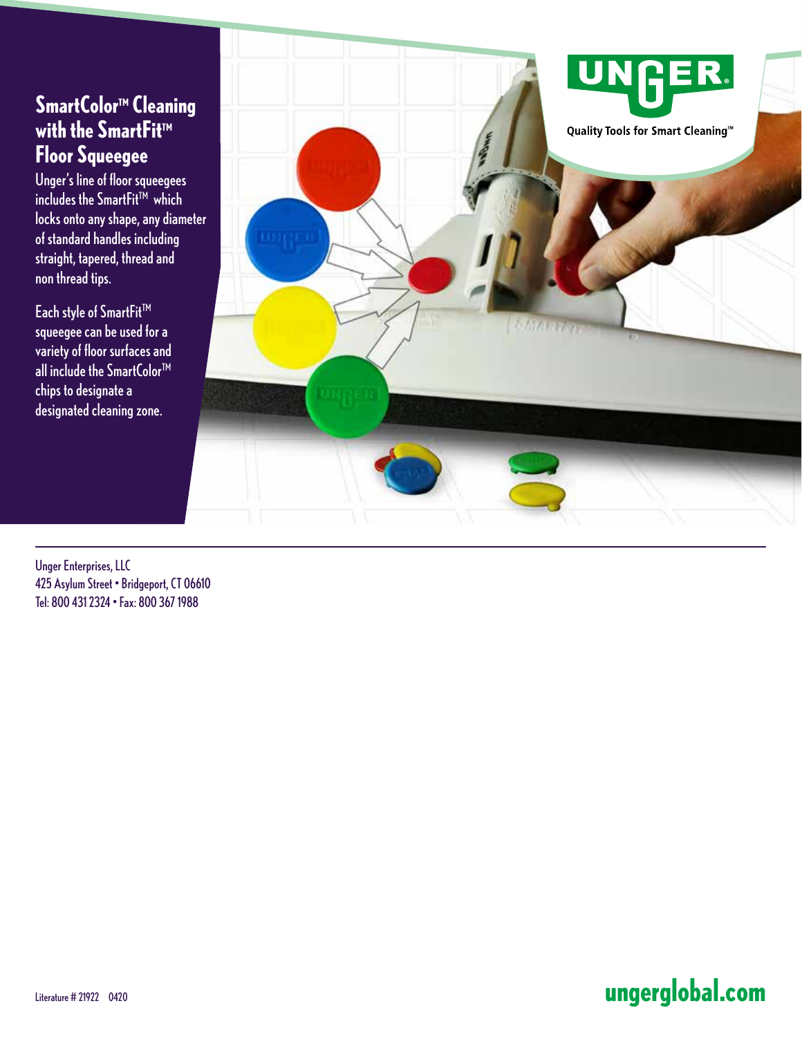## SmartColor™ Cleaning with the SmartFit™ Floor Squeegee

Unger's line of floor squeegees includes the SmartFit™ which locks onto any shape, any diameter of standard handles including straight, tapered, thread and non thread tips.

Each style of SmartFit™ squeegee can be used for a variety of floor surfaces and all include the SmartColor™ chips to designate a designated cleaning zone.

UNGER

Quality Tools for Smart Cleaning™

Unger Enterprises, LLC
425 Asylum Street • Bridgeport, CT 06610
Tel: 800 431 2324 • Fax: 800 367 1988

Literature # 21922 0420

**ungerglobal.com**